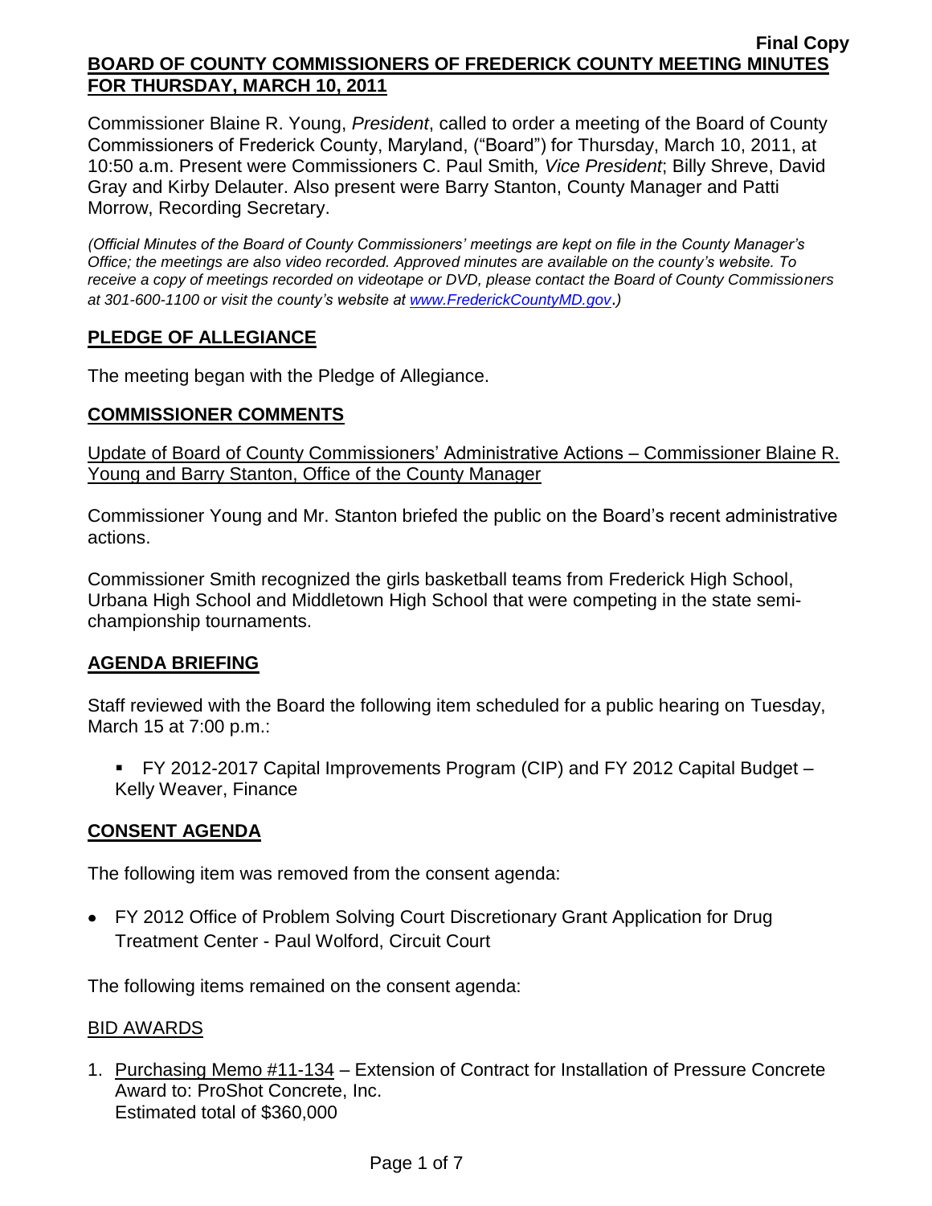**Final Copy**

# BOARD OF COUNTY COMMISSIONERS OF FREDERICK COUNTY MEETING MINUTES FOR THURSDAY, MARCH 10, 2011

Commissioner Blaine R. Young, *President*, called to order a meeting of the Board of County Commissioners of Frederick County, Maryland, ("Board") for Thursday, March 10, 2011, at 10:50 a.m. Present were Commissioners C. Paul Smith*, Vice President*; Billy Shreve, David Gray and Kirby Delauter. Also present were Barry Stanton, County Manager and Patti Morrow, Recording Secretary.

*(Official Minutes of the Board of County Commissioners' meetings are kept on file in the County Manager's Office; the meetings are also video recorded. Approved minutes are available on the county's website. To receive a copy of meetings recorded on videotape or DVD, please contact the Board of County Commissioners at 301-600-1100 or visit the county's website at www.FrederickCountyMD.gov.)*

## PLEDGE OF ALLEGIANCE

The meeting began with the Pledge of Allegiance.

## COMMISSIONER COMMENTS

Update of Board of County Commissioners' Administrative Actions – Commissioner Blaine R. Young and Barry Stanton, Office of the County Manager

Commissioner Young and Mr. Stanton briefed the public on the Board's recent administrative actions.

Commissioner Smith recognized the girls basketball teams from Frederick High School, Urbana High School and Middletown High School that were competing in the state semi-championship tournaments.

## AGENDA BRIEFING

Staff reviewed with the Board the following item scheduled for a public hearing on Tuesday, March 15 at 7:00 p.m.:

- FY 2012-2017 Capital Improvements Program (CIP) and FY 2012 Capital Budget – Kelly Weaver, Finance

## CONSENT AGENDA

The following item was removed from the consent agenda:

- FY 2012 Office of Problem Solving Court Discretionary Grant Application for Drug Treatment Center - Paul Wolford, Circuit Court

The following items remained on the consent agenda:

BID AWARDS

1. Purchasing Memo #11-134 – Extension of Contract for Installation of Pressure Concrete
   Award to: ProShot Concrete, Inc.
   Estimated total of $360,000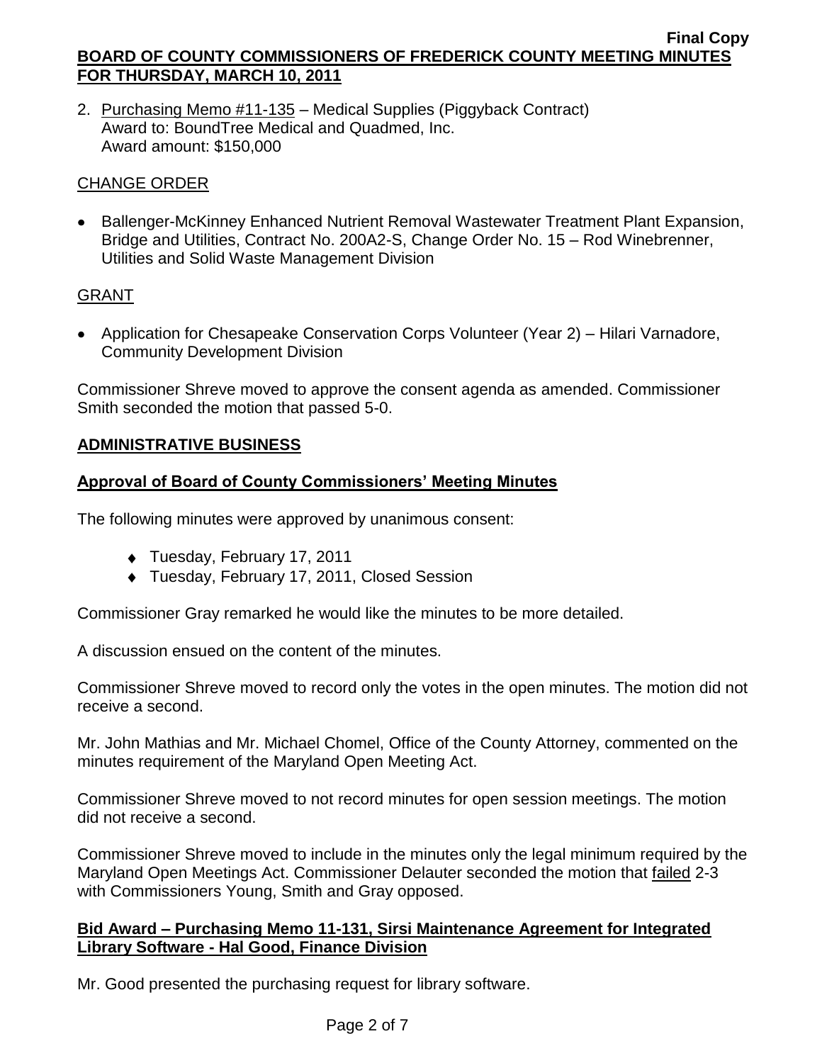2. Purchasing Memo #11-135 – Medical Supplies (Piggyback Contract)
   Award to: BoundTree Medical and Quadmed, Inc.
   Award amount: $150,000

CHANGE ORDER

- Ballenger-McKinney Enhanced Nutrient Removal Wastewater Treatment Plant Expansion, Bridge and Utilities, Contract No. 200A2-S, Change Order No. 15 – Rod Winebrenner, Utilities and Solid Waste Management Division

GRANT

- Application for Chesapeake Conservation Corps Volunteer (Year 2) – Hilari Varnadore, Community Development Division

Commissioner Shreve moved to approve the consent agenda as amended. Commissioner Smith seconded the motion that passed 5-0.

## ADMINISTRATIVE BUSINESS

### Approval of Board of County Commissioners' Meeting Minutes

The following minutes were approved by unanimous consent:

- Tuesday, February 17, 2011
- Tuesday, February 17, 2011, Closed Session

Commissioner Gray remarked he would like the minutes to be more detailed.

A discussion ensued on the content of the minutes.

Commissioner Shreve moved to record only the votes in the open minutes. The motion did not receive a second.

Mr. John Mathias and Mr. Michael Chomel, Office of the County Attorney, commented on the minutes requirement of the Maryland Open Meeting Act.

Commissioner Shreve moved to not record minutes for open session meetings. The motion did not receive a second.

Commissioner Shreve moved to include in the minutes only the legal minimum required by the Maryland Open Meetings Act. Commissioner Delauter seconded the motion that failed 2-3 with Commissioners Young, Smith and Gray opposed.

### Bid Award – Purchasing Memo 11-131, Sirsi Maintenance Agreement for Integrated Library Software - Hal Good, Finance Division

Mr. Good presented the purchasing request for library software.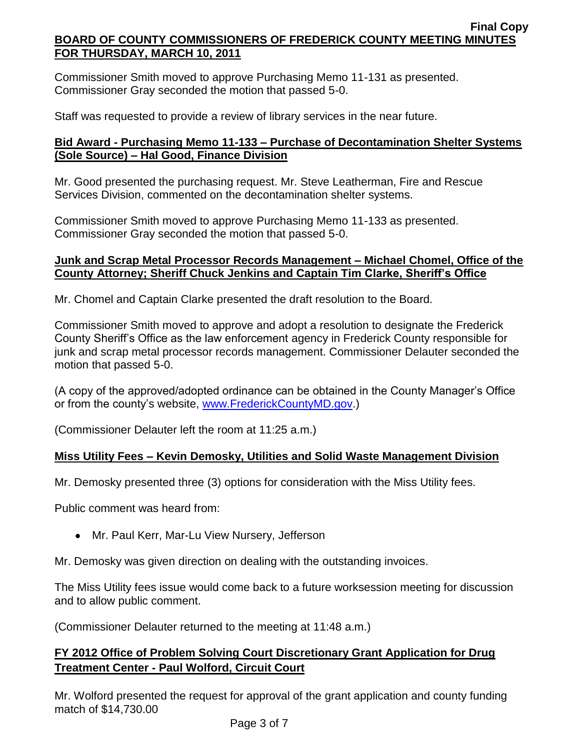Commissioner Smith moved to approve Purchasing Memo 11-131 as presented. Commissioner Gray seconded the motion that passed 5-0.

Staff was requested to provide a review of library services in the near future.

**Bid Award - Purchasing Memo 11-133 – Purchase of Decontamination Shelter Systems (Sole Source) – Hal Good, Finance Division**

Mr. Good presented the purchasing request. Mr. Steve Leatherman, Fire and Rescue Services Division, commented on the decontamination shelter systems.

Commissioner Smith moved to approve Purchasing Memo 11-133 as presented. Commissioner Gray seconded the motion that passed 5-0.

**Junk and Scrap Metal Processor Records Management – Michael Chomel, Office of the County Attorney; Sheriff Chuck Jenkins and Captain Tim Clarke, Sheriff's Office**

Mr. Chomel and Captain Clarke presented the draft resolution to the Board.

Commissioner Smith moved to approve and adopt a resolution to designate the Frederick County Sheriff's Office as the law enforcement agency in Frederick County responsible for junk and scrap metal processor records management. Commissioner Delauter seconded the motion that passed 5-0.

(A copy of the approved/adopted ordinance can be obtained in the County Manager's Office or from the county's website, www.FrederickCountyMD.gov.)

(Commissioner Delauter left the room at 11:25 a.m.)

**Miss Utility Fees – Kevin Demosky, Utilities and Solid Waste Management Division**

Mr. Demosky presented three (3) options for consideration with the Miss Utility fees.

Public comment was heard from:

- Mr. Paul Kerr, Mar-Lu View Nursery, Jefferson

Mr. Demosky was given direction on dealing with the outstanding invoices.

The Miss Utility fees issue would come back to a future worksession meeting for discussion and to allow public comment.

(Commissioner Delauter returned to the meeting at 11:48 a.m.)

**FY 2012 Office of Problem Solving Court Discretionary Grant Application for Drug Treatment Center - Paul Wolford, Circuit Court**

Mr. Wolford presented the request for approval of the grant application and county funding match of $14,730.00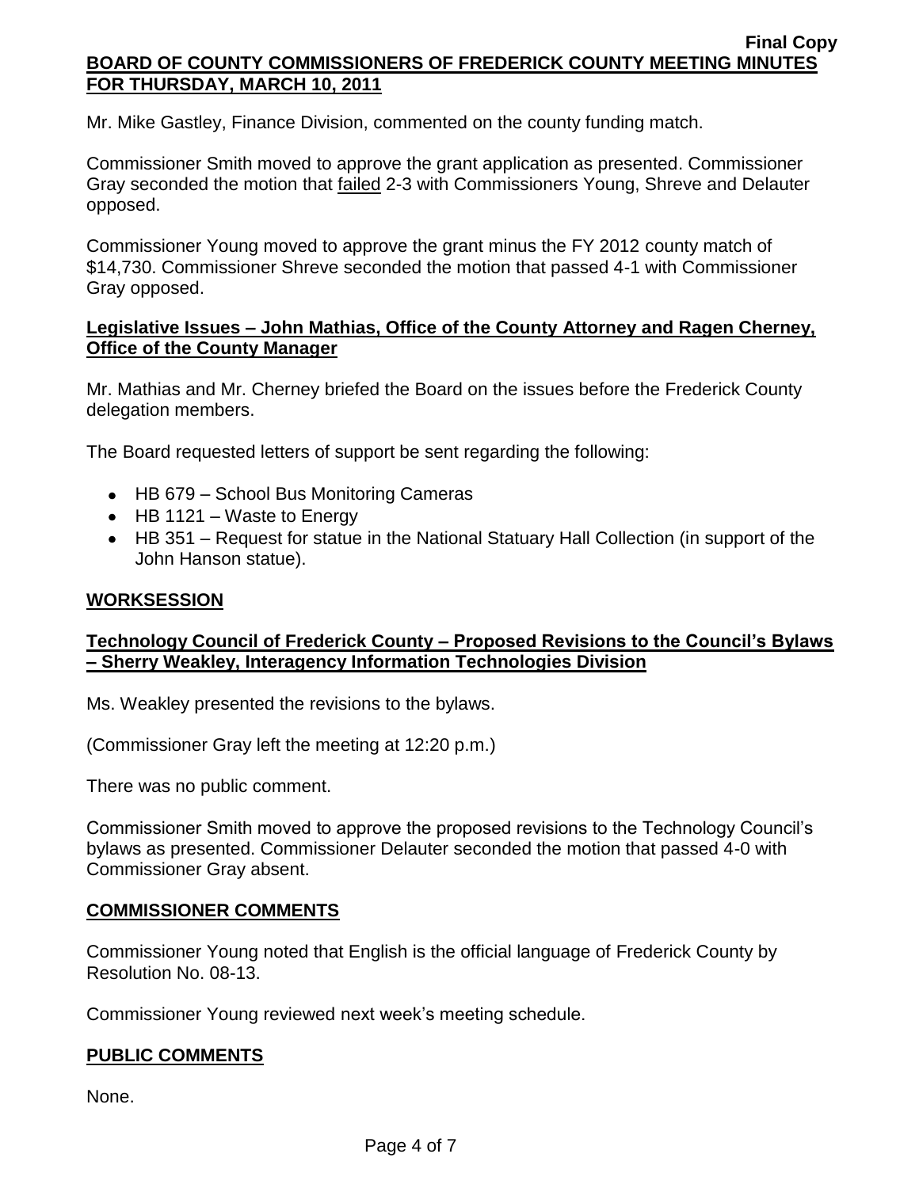Mr. Mike Gastley, Finance Division, commented on the county funding match.

Commissioner Smith moved to approve the grant application as presented. Commissioner Gray seconded the motion that failed 2-3 with Commissioners Young, Shreve and Delauter opposed.

Commissioner Young moved to approve the grant minus the FY 2012 county match of $14,730. Commissioner Shreve seconded the motion that passed 4-1 with Commissioner Gray opposed.

## Legislative Issues – John Mathias, Office of the County Attorney and Ragen Cherney, Office of the County Manager

Mr. Mathias and Mr. Cherney briefed the Board on the issues before the Frederick County delegation members.

The Board requested letters of support be sent regarding the following:

- HB 679 – School Bus Monitoring Cameras
- HB 1121 – Waste to Energy
- HB 351 – Request for statue in the National Statuary Hall Collection (in support of the John Hanson statue).

## WORKSESSION

## Technology Council of Frederick County – Proposed Revisions to the Council's Bylaws – Sherry Weakley, Interagency Information Technologies Division

Ms. Weakley presented the revisions to the bylaws.

(Commissioner Gray left the meeting at 12:20 p.m.)

There was no public comment.

Commissioner Smith moved to approve the proposed revisions to the Technology Council's bylaws as presented. Commissioner Delauter seconded the motion that passed 4-0 with Commissioner Gray absent.

## COMMISSIONER COMMENTS

Commissioner Young noted that English is the official language of Frederick County by Resolution No. 08-13.

Commissioner Young reviewed next week's meeting schedule.

## PUBLIC COMMENTS

None.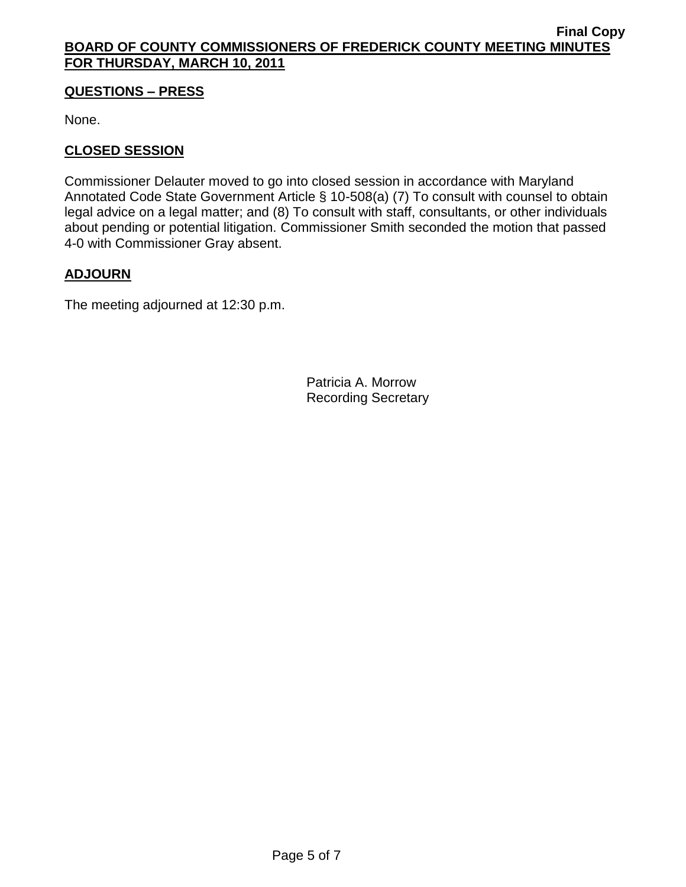## QUESTIONS – PRESS

None.

## CLOSED SESSION

Commissioner Delauter moved to go into closed session in accordance with Maryland Annotated Code State Government Article § 10-508(a) (7) To consult with counsel to obtain legal advice on a legal matter; and (8) To consult with staff, consultants, or other individuals about pending or potential litigation. Commissioner Smith seconded the motion that passed 4-0 with Commissioner Gray absent.

## ADJOURN

The meeting adjourned at 12:30 p.m.

Patricia A. Morrow
Recording Secretary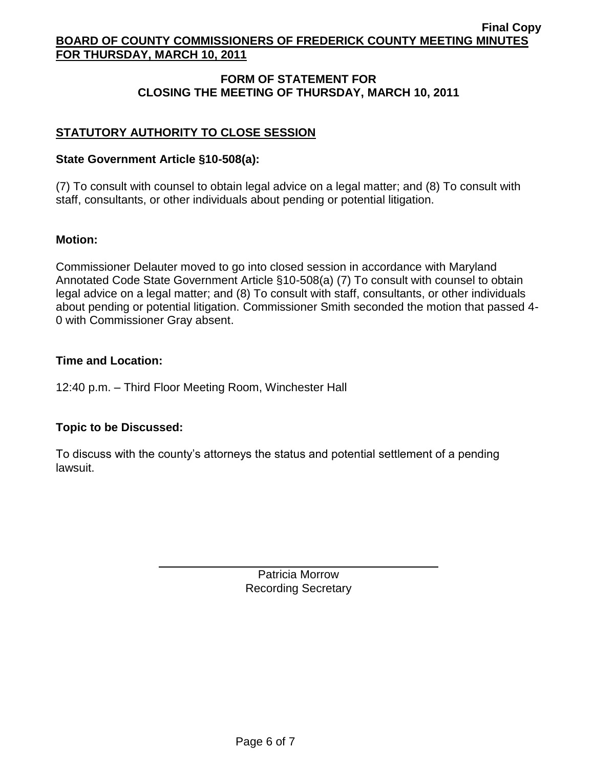## FORM OF STATEMENT FOR CLOSING THE MEETING OF THURSDAY, MARCH 10, 2011

### STATUTORY AUTHORITY TO CLOSE SESSION

**State Government Article §10-508(a):**

(7) To consult with counsel to obtain legal advice on a legal matter; and (8) To consult with staff, consultants, or other individuals about pending or potential litigation.

**Motion:**

Commissioner Delauter moved to go into closed session in accordance with Maryland Annotated Code State Government Article §10-508(a) (7) To consult with counsel to obtain legal advice on a legal matter; and (8) To consult with staff, consultants, or other individuals about pending or potential litigation. Commissioner Smith seconded the motion that passed 4-0 with Commissioner Gray absent.

**Time and Location:**

12:40 p.m. – Third Floor Meeting Room, Winchester Hall

**Topic to be Discussed:**

To discuss with the county's attorneys the status and potential settlement of a pending lawsuit.

Patricia Morrow
Recording Secretary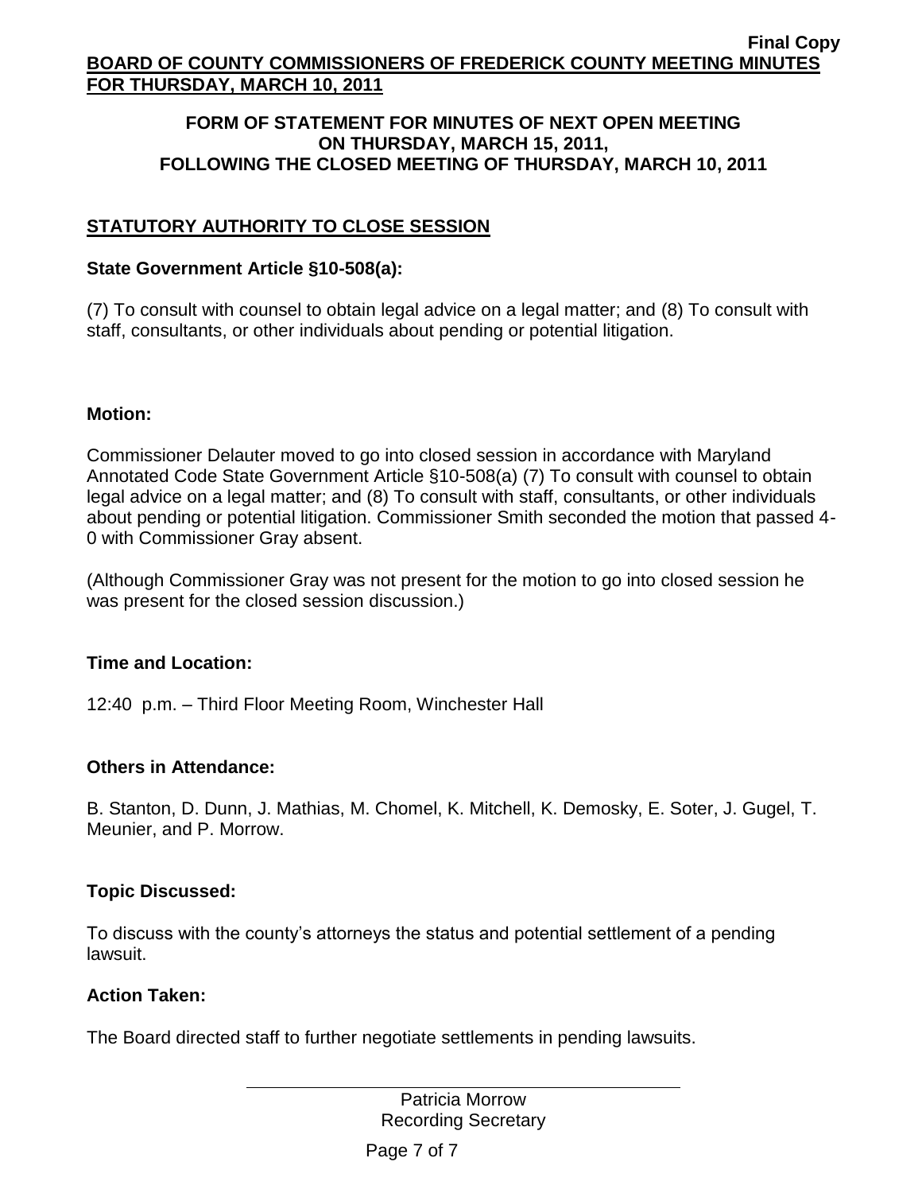## FORM OF STATEMENT FOR MINUTES OF NEXT OPEN MEETING ON THURSDAY, MARCH 15, 2011, FOLLOWING THE CLOSED MEETING OF THURSDAY, MARCH 10, 2011

### STATUTORY AUTHORITY TO CLOSE SESSION

**State Government Article §10-508(a):**

(7) To consult with counsel to obtain legal advice on a legal matter; and (8) To consult with staff, consultants, or other individuals about pending or potential litigation.

**Motion:**

Commissioner Delauter moved to go into closed session in accordance with Maryland Annotated Code State Government Article §10-508(a) (7) To consult with counsel to obtain legal advice on a legal matter; and (8) To consult with staff, consultants, or other individuals about pending or potential litigation. Commissioner Smith seconded the motion that passed 4-0 with Commissioner Gray absent.

(Although Commissioner Gray was not present for the motion to go into closed session he was present for the closed session discussion.)

**Time and Location:**

12:40 p.m. – Third Floor Meeting Room, Winchester Hall

**Others in Attendance:**

B. Stanton, D. Dunn, J. Mathias, M. Chomel, K. Mitchell, K. Demosky, E. Soter, J. Gugel, T. Meunier, and P. Morrow.

**Topic Discussed:**

To discuss with the county's attorneys the status and potential settlement of a pending lawsuit.

**Action Taken:**

The Board directed staff to further negotiate settlements in pending lawsuits.

Patricia Morrow
Recording Secretary